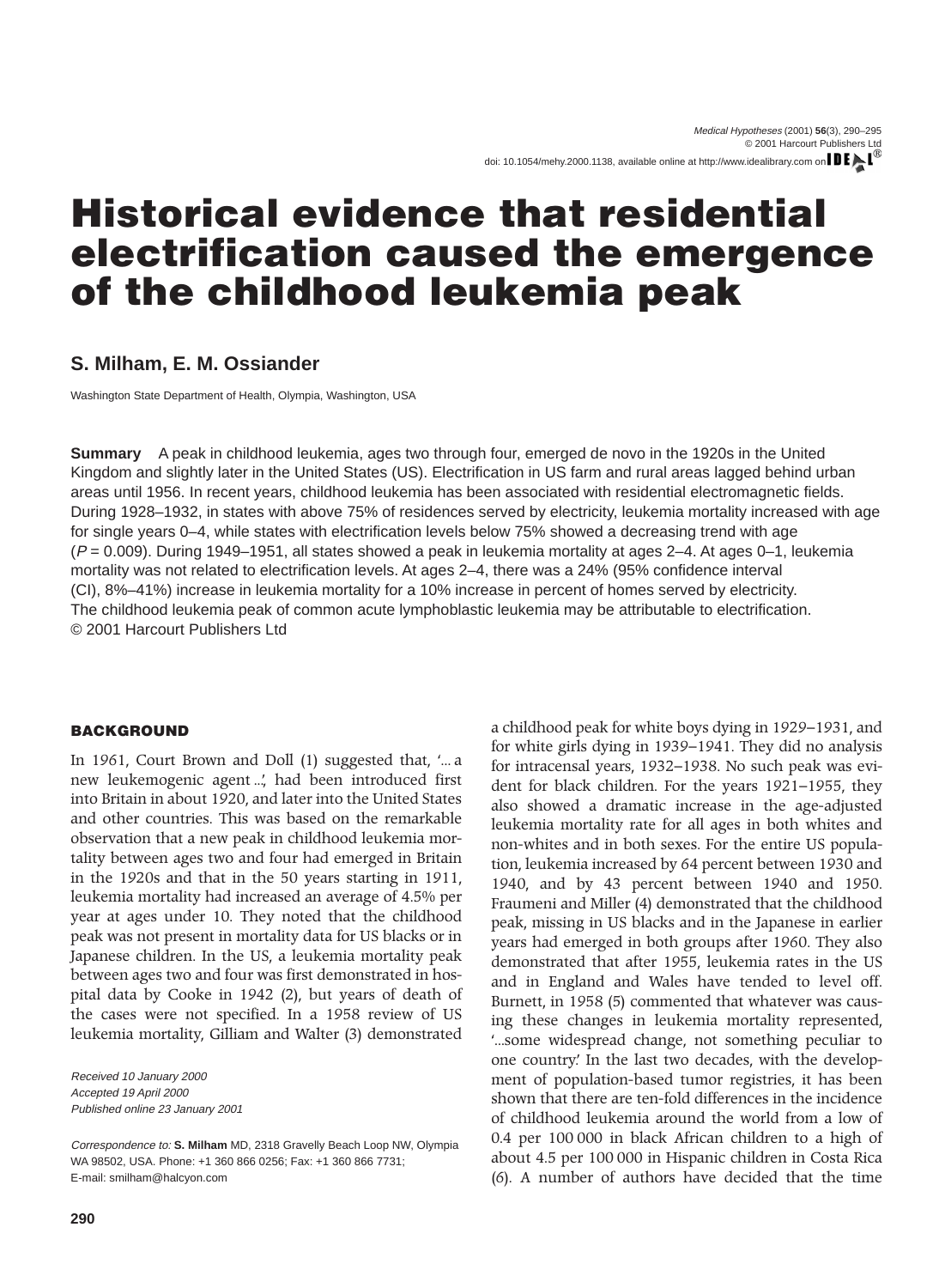# Historical evidence that residential electrification caused the emergence of the childhood leukemia peak

**S. Milham, E. M. Ossiander**

Washington State Department of Health, Olympia, Washington, USA

**Summary** A peak in childhood leukemia, ages two through four, emerged de novo in the 1920s in the United Kingdom and slightly later in the United States (US). Electrification in US farm and rural areas lagged behind urban areas until 1956. In recent years, childhood leukemia has been associated with residential electromagnetic fields. During 1928–1932, in states with above 75% of residences served by electricity, leukemia mortality increased with age for single years 0–4, while states with electrification levels below 75% showed a decreasing trend with age ($P = 0.009$). During 1949–1951, all states showed a peak in leukemia mortality at ages 2–4. At ages 0–1, leukemia mortality was not related to electrification levels. At ages 2–4, there was a 24% (95% confidence interval (CI), 8%–41%) increase in leukemia mortality for a 10% increase in percent of homes served by electricity. The childhood leukemia peak of common acute lymphoblastic leukemia may be attributable to electrification. © 2001 Harcourt Publishers Ltd

## BACKGROUND

In 1961, Court Brown and Doll (1) suggested that, '... a new leukemogenic agent ...', had been introduced first into Britain in about 1920, and later into the United States and other countries. This was based on the remarkable observation that a new peak in childhood leukemia mortality between ages two and four had emerged in Britain in the 1920s and that in the 50 years starting in 1911, leukemia mortality had increased an average of 4.5% per year at ages under 10. They noted that the childhood peak was not present in mortality data for US blacks or in Japanese children. In the US, a leukemia mortality peak between ages two and four was first demonstrated in hospital data by Cooke in 1942 (2), but years of death of the cases were not specified. In a 1958 review of US leukemia mortality, Gilliam and Walter (3) demonstrated a childhood peak for white boys dying in 1929–1931, and for white girls dying in 1939–1941. They did no analysis for intracensal years, 1932–1938. No such peak was evident for black children. For the years 1921–1955, they also showed a dramatic increase in the age-adjusted leukemia mortality rate for all ages in both whites and non-whites and in both sexes. For the entire US population, leukemia increased by 64 percent between 1930 and 1940, and by 43 percent between 1940 and 1950. Fraumeni and Miller (4) demonstrated that the childhood peak, missing in US blacks and in the Japanese in earlier years had emerged in both groups after 1960. They also demonstrated that after 1955, leukemia rates in the US and in England and Wales have tended to level off. Burnett, in 1958 (5) commented that whatever was causing these changes in leukemia mortality represented, '...some widespread change, not something peculiar to one country.' In the last two decades, with the development of population-based tumor registries, it has been shown that there are ten-fold differences in the incidence of childhood leukemia around the world from a low of 0.4 per 100 000 in black African children to a high of about 4.5 per 100 000 in Hispanic children in Costa Rica (6). A number of authors have decided that the time

*Received 10 January 2000*
*Accepted 19 April 2000*
*Published online 23 January 2001*

*Correspondence to:* **S. Milham** MD, 2318 Gravelly Beach Loop NW, Olympia WA 98502, USA. Phone: +1 360 866 0256; Fax: +1 360 866 7731; E-mail: smilham@halcyon.com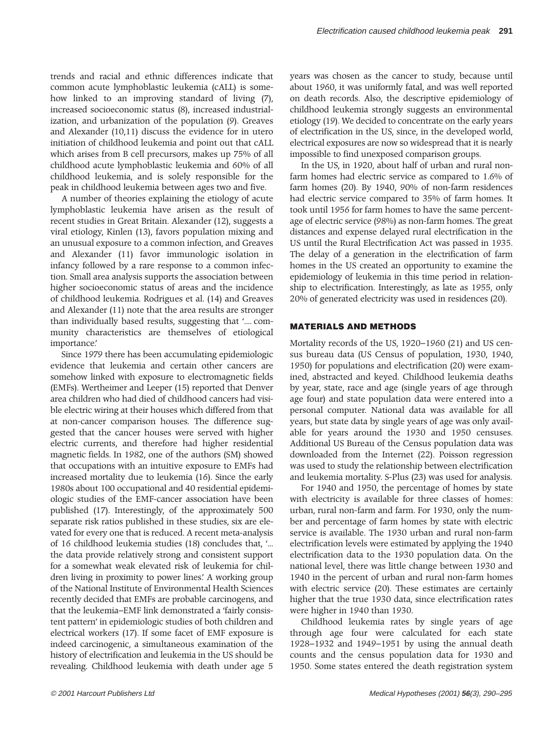trends and racial and ethnic differences indicate that common acute lymphoblastic leukemia (cALL) is somehow linked to an improving standard of living (7), increased socioeconomic status (8), increased industrialization, and urbanization of the population (9). Greaves and Alexander (10,11) discuss the evidence for in utero initiation of childhood leukemia and point out that cALL which arises from B cell precursors, makes up 75% of all childhood acute lymphoblastic leukemia and 60% of all childhood leukemia, and is solely responsible for the peak in childhood leukemia between ages two and five.

A number of theories explaining the etiology of acute lymphoblastic leukemia have arisen as the result of recent studies in Great Britain. Alexander (12), suggests a viral etiology, Kinlen (13), favors population mixing and an unusual exposure to a common infection, and Greaves and Alexander (11) favor immunologic isolation in infancy followed by a rare response to a common infection. Small area analysis supports the association between higher socioeconomic status of areas and the incidence of childhood leukemia. Rodrigues et al. (14) and Greaves and Alexander (11) note that the area results are stronger than individually based results, suggesting that '.... community characteristics are themselves of etiological importance.'

Since 1979 there has been accumulating epidemiologic evidence that leukemia and certain other cancers are somehow linked with exposure to electromagnetic fields (EMFs). Wertheimer and Leeper (15) reported that Denver area children who had died of childhood cancers had visible electric wiring at their houses which differed from that at non-cancer comparison houses. The difference suggested that the cancer houses were served with higher electric currents, and therefore had higher residential magnetic fields. In 1982, one of the authors (SM) showed that occupations with an intuitive exposure to EMFs had increased mortality due to leukemia (16). Since the early 1980s about 100 occupational and 40 residential epidemiologic studies of the EMF-cancer association have been published (17). Interestingly, of the approximately 500 separate risk ratios published in these studies, six are elevated for every one that is reduced. A recent meta-analysis of 16 childhood leukemia studies (18) concludes that, '... the data provide relatively strong and consistent support for a somewhat weak elevated risk of leukemia for children living in proximity to power lines.' A working group of the National Institute of Environmental Health Sciences recently decided that EMFs are probable carcinogens, and that the leukemia–EMF link demonstrated a 'fairly consistent pattern' in epidemiologic studies of both children and electrical workers (17). If some facet of EMF exposure is indeed carcinogenic, a simultaneous examination of the history of electrification and leukemia in the US should be revealing. Childhood leukemia with death under age 5 years was chosen as the cancer to study, because until about 1960, it was uniformly fatal, and was well reported on death records. Also, the descriptive epidemiology of childhood leukemia strongly suggests an environmental etiology (19). We decided to concentrate on the early years of electrification in the US, since, in the developed world, electrical exposures are now so widespread that it is nearly impossible to find unexposed comparison groups.

In the US, in 1920, about half of urban and rural non-farm homes had electric service as compared to 1.6% of farm homes (20). By 1940, 90% of non-farm residences had electric service compared to 35% of farm homes. It took until 1956 for farm homes to have the same percentage of electric service (98%) as non-farm homes. The great distances and expense delayed rural electrification in the US until the Rural Electrification Act was passed in 1935. The delay of a generation in the electrification of farm homes in the US created an opportunity to examine the epidemiology of leukemia in this time period in relationship to electrification. Interestingly, as late as 1955, only 20% of generated electricity was used in residences (20).

## MATERIALS AND METHODS

Mortality records of the US, 1920–1960 (21) and US census bureau data (US Census of population, 1930, 1940, 1950) for populations and electrification (20) were examined, abstracted and keyed. Childhood leukemia deaths by year, state, race and age (single years of age through age four) and state population data were entered into a personal computer. National data was available for all years, but state data by single years of age was only available for years around the 1930 and 1950 censuses. Additional US Bureau of the Census population data was downloaded from the Internet (22). Poisson regression was used to study the relationship between electrification and leukemia mortality. S-Plus (23) was used for analysis.

For 1940 and 1950, the percentage of homes by state with electricity is available for three classes of homes: urban, rural non-farm and farm. For 1930, only the number and percentage of farm homes by state with electric service is available. The 1930 urban and rural non-farm electrification levels were estimated by applying the 1940 electrification data to the 1930 population data. On the national level, there was little change between 1930 and 1940 in the percent of urban and rural non-farm homes with electric service (20). These estimates are certainly higher that the true 1930 data, since electrification rates were higher in 1940 than 1930.

Childhood leukemia rates by single years of age through age four were calculated for each state 1928–1932 and 1949–1951 by using the annual death counts and the census population data for 1930 and 1950. Some states entered the death registration system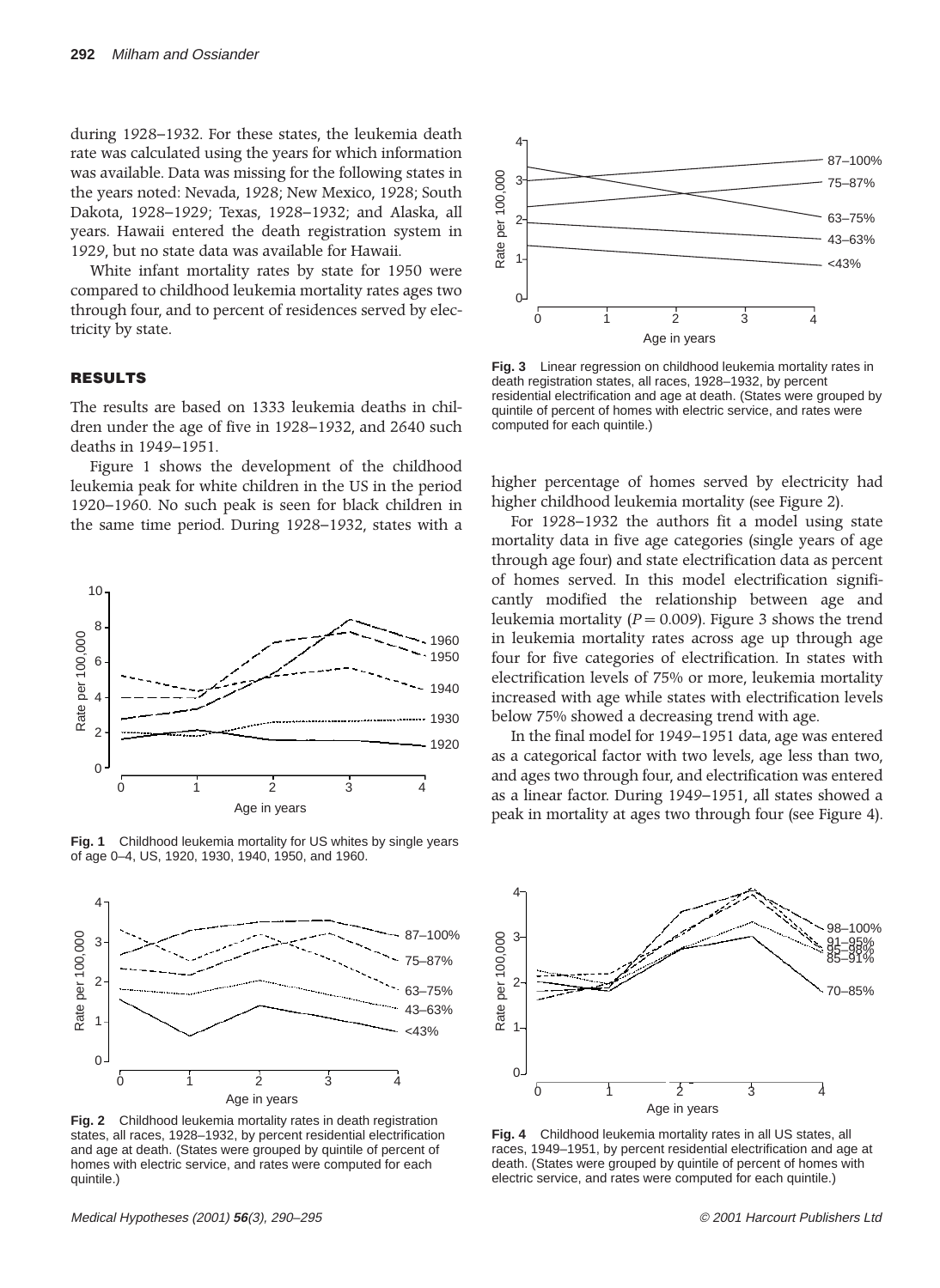during 1928–1932. For these states, the leukemia death rate was calculated using the years for which information was available. Data was missing for the following states in the years noted: Nevada, 1928; New Mexico, 1928; South Dakota, 1928–1929; Texas, 1928–1932; and Alaska, all years. Hawaii entered the death registration system in 1929, but no state data was available for Hawaii.

White infant mortality rates by state for 1950 were compared to childhood leukemia mortality rates ages two through four, and to percent of residences served by electricity by state.

## RESULTS

The results are based on 1333 leukemia deaths in children under the age of five in 1928–1932, and 2640 such deaths in 1949–1951.

Figure 1 shows the development of the childhood leukemia peak for white children in the US in the period 1920–1960. No such peak is seen for black children in the same time period. During 1928–1932, states with a higher percentage of homes served by electricity had higher childhood leukemia mortality (see Figure 2).

For 1928–1932 the authors fit a model using state mortality data in five age categories (single years of age through age four) and state electrification data as percent of homes served. In this model electrification significantly modified the relationship between age and leukemia mortality ($P = 0.009$). Figure 3 shows the trend in leukemia mortality rates across age up through age four for five categories of electrification. In states with electrification levels of 75% or more, leukemia mortality increased with age while states with electrification levels below 75% showed a decreasing trend with age.

In the final model for 1949–1951 data, age was entered as a categorical factor with two levels, age less than two, and ages two through four, and electrification was entered as a linear factor. During 1949–1951, all states showed a peak in mortality at ages two through four (see Figure 4).

**Fig. 1** Childhood leukemia mortality for US whites by single years of age 0–4, US, 1920, 1930, 1940, 1950, and 1960.

**Fig. 2** Childhood leukemia mortality rates in death registration states, all races, 1928–1932, by percent residential electrification and age at death. (States were grouped by quintile of percent of homes with electric service, and rates were computed for each quintile.)

**Fig. 3** Linear regression on childhood leukemia mortality rates in death registration states, all races, 1928–1932, by percent residential electrification and age at death. (States were grouped by quintile of percent of homes with electric service, and rates were computed for each quintile.)

**Fig. 4** Childhood leukemia mortality rates in all US states, all races, 1949–1951, by percent residential electrification and age at death. (States were grouped by quintile of percent of homes with electric service, and rates were computed for each quintile.)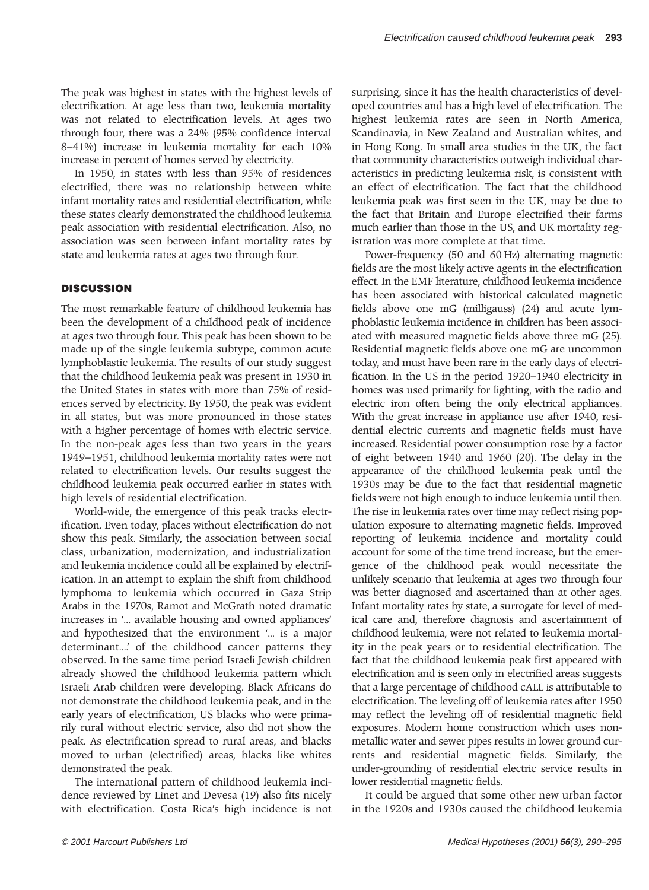The peak was highest in states with the highest levels of electrification. At age less than two, leukemia mortality was not related to electrification levels. At ages two through four, there was a 24% (95% confidence interval 8–41%) increase in leukemia mortality for each 10% increase in percent of homes served by electricity.

In 1950, in states with less than 95% of residences electrified, there was no relationship between white infant mortality rates and residential electrification, while these states clearly demonstrated the childhood leukemia peak association with residential electrification. Also, no association was seen between infant mortality rates by state and leukemia rates at ages two through four.

## DISCUSSION

The most remarkable feature of childhood leukemia has been the development of a childhood peak of incidence at ages two through four. This peak has been shown to be made up of the single leukemia subtype, common acute lymphoblastic leukemia. The results of our study suggest that the childhood leukemia peak was present in 1930 in the United States in states with more than 75% of residences served by electricity. By 1950, the peak was evident in all states, but was more pronounced in those states with a higher percentage of homes with electric service. In the non-peak ages less than two years in the years 1949–1951, childhood leukemia mortality rates were not related to electrification levels. Our results suggest the childhood leukemia peak occurred earlier in states with high levels of residential electrification.

World-wide, the emergence of this peak tracks electrification. Even today, places without electrification do not show this peak. Similarly, the association between social class, urbanization, modernization, and industrialization and leukemia incidence could all be explained by electrification. In an attempt to explain the shift from childhood lymphoma to leukemia which occurred in Gaza Strip Arabs in the 1970s, Ramot and McGrath noted dramatic increases in '... available housing and owned appliances' and hypothesized that the environment '... is a major determinant...' of the childhood cancer patterns they observed. In the same time period Israeli Jewish children already showed the childhood leukemia pattern which Israeli Arab children were developing. Black Africans do not demonstrate the childhood leukemia peak, and in the early years of electrification, US blacks who were primarily rural without electric service, also did not show the peak. As electrification spread to rural areas, and blacks moved to urban (electrified) areas, blacks like whites demonstrated the peak.

The international pattern of childhood leukemia incidence reviewed by Linet and Devesa (19) also fits nicely with electrification. Costa Rica's high incidence is not surprising, since it has the health characteristics of developed countries and has a high level of electrification. The highest leukemia rates are seen in North America, Scandinavia, in New Zealand and Australian whites, and in Hong Kong. In small area studies in the UK, the fact that community characteristics outweigh individual characteristics in predicting leukemia risk, is consistent with an effect of electrification. The fact that the childhood leukemia peak was first seen in the UK, may be due to the fact that Britain and Europe electrified their farms much earlier than those in the US, and UK mortality registration was more complete at that time.

Power-frequency (50 and 60 Hz) alternating magnetic fields are the most likely active agents in the electrification effect. In the EMF literature, childhood leukemia incidence has been associated with historical calculated magnetic fields above one mG (milligauss) (24) and acute lymphoblastic leukemia incidence in children has been associated with measured magnetic fields above three mG (25). Residential magnetic fields above one mG are uncommon today, and must have been rare in the early days of electrification. In the US in the period 1920–1940 electricity in homes was used primarily for lighting, with the radio and electric iron often being the only electrical appliances. With the great increase in appliance use after 1940, residential electric currents and magnetic fields must have increased. Residential power consumption rose by a factor of eight between 1940 and 1960 (20). The delay in the appearance of the childhood leukemia peak until the 1930s may be due to the fact that residential magnetic fields were not high enough to induce leukemia until then. The rise in leukemia rates over time may reflect rising population exposure to alternating magnetic fields. Improved reporting of leukemia incidence and mortality could account for some of the time trend increase, but the emergence of the childhood peak would necessitate the unlikely scenario that leukemia at ages two through four was better diagnosed and ascertained than at other ages. Infant mortality rates by state, a surrogate for level of medical care and, therefore diagnosis and ascertainment of childhood leukemia, were not related to leukemia mortality in the peak years or to residential electrification. The fact that the childhood leukemia peak first appeared with electrification and is seen only in electrified areas suggests that a large percentage of childhood cALL is attributable to electrification. The leveling off of leukemia rates after 1950 may reflect the leveling off of residential magnetic field exposures. Modern home construction which uses nonmetallic water and sewer pipes results in lower ground currents and residential magnetic fields. Similarly, the under-grounding of residential electric service results in lower residential magnetic fields.

It could be argued that some other new urban factor in the 1920s and 1930s caused the childhood leukemia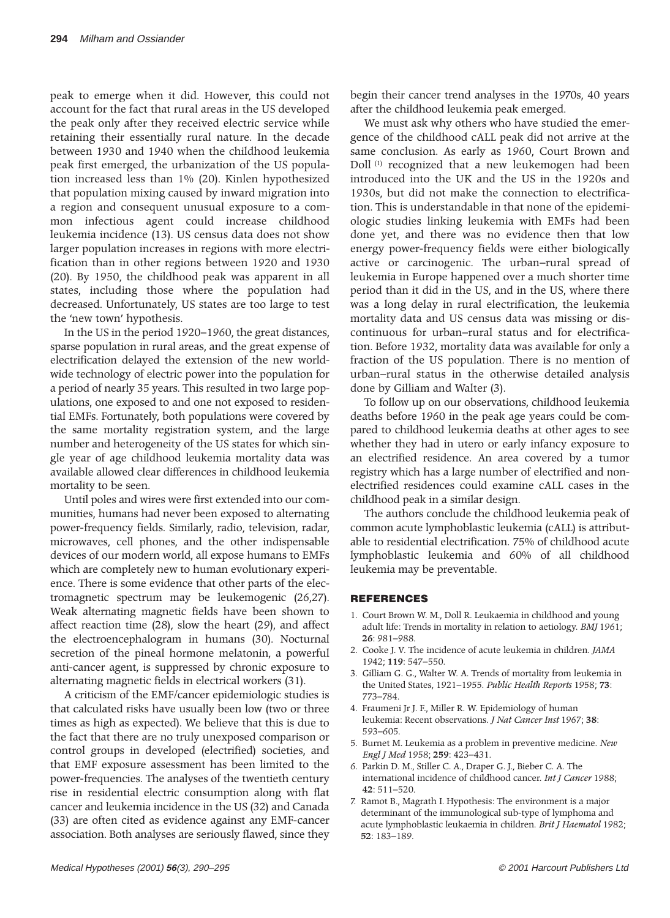peak to emerge when it did. However, this could not account for the fact that rural areas in the US developed the peak only after they received electric service while retaining their essentially rural nature. In the decade between 1930 and 1940 when the childhood leukemia peak first emerged, the urbanization of the US population increased less than 1% (20). Kinlen hypothesized that population mixing caused by inward migration into a region and consequent unusual exposure to a common infectious agent could increase childhood leukemia incidence (13). US census data does not show larger population increases in regions with more electrification than in other regions between 1920 and 1930 (20). By 1950, the childhood peak was apparent in all states, including those where the population had decreased. Unfortunately, US states are too large to test the 'new town' hypothesis.

In the US in the period 1920–1960, the great distances, sparse population in rural areas, and the great expense of electrification delayed the extension of the new worldwide technology of electric power into the population for a period of nearly 35 years. This resulted in two large populations, one exposed to and one not exposed to residential EMFs. Fortunately, both populations were covered by the same mortality registration system, and the large number and heterogeneity of the US states for which single year of age childhood leukemia mortality data was available allowed clear differences in childhood leukemia mortality to be seen.

Until poles and wires were first extended into our communities, humans had never been exposed to alternating power-frequency fields. Similarly, radio, television, radar, microwaves, cell phones, and the other indispensable devices of our modern world, all expose humans to EMFs which are completely new to human evolutionary experience. There is some evidence that other parts of the electromagnetic spectrum may be leukemogenic (26,27). Weak alternating magnetic fields have been shown to affect reaction time (28), slow the heart (29), and affect the electroencephalogram in humans (30). Nocturnal secretion of the pineal hormone melatonin, a powerful anti-cancer agent, is suppressed by chronic exposure to alternating magnetic fields in electrical workers (31).

A criticism of the EMF/cancer epidemiologic studies is that calculated risks have usually been low (two or three times as high as expected). We believe that this is due to the fact that there are no truly unexposed comparison or control groups in developed (electrified) societies, and that EMF exposure assessment has been limited to the power-frequencies. The analyses of the twentieth century rise in residential electric consumption along with flat cancer and leukemia incidence in the US (32) and Canada (33) are often cited as evidence against any EMF-cancer association. Both analyses are seriously flawed, since they begin their cancer trend analyses in the 1970s, 40 years after the childhood leukemia peak emerged.

We must ask why others who have studied the emergence of the childhood cALL peak did not arrive at the same conclusion. As early as 1960, Court Brown and Doll [1] recognized that a new leukemogen had been introduced into the UK and the US in the 1920s and 1930s, but did not make the connection to electrification. This is understandable in that none of the epidemiologic studies linking leukemia with EMFs had been done yet, and there was no evidence then that low energy power-frequency fields were either biologically active or carcinogenic. The urban–rural spread of leukemia in Europe happened over a much shorter time period than it did in the US, and in the US, where there was a long delay in rural electrification, the leukemia mortality data and US census data was missing or discontinuous for urban–rural status and for electrification. Before 1932, mortality data was available for only a fraction of the US population. There is no mention of urban–rural status in the otherwise detailed analysis done by Gilliam and Walter (3).

To follow up on our observations, childhood leukemia deaths before 1960 in the peak age years could be compared to childhood leukemia deaths at other ages to see whether they had in utero or early infancy exposure to an electrified residence. An area covered by a tumor registry which has a large number of electrified and nonelectrified residences could examine cALL cases in the childhood peak in a similar design.

The authors conclude the childhood leukemia peak of common acute lymphoblastic leukemia (cALL) is attributable to residential electrification. 75% of childhood acute lymphoblastic leukemia and 60% of all childhood leukemia may be preventable.

## REFERENCES

1. Court Brown W. M., Doll R. Leukaemia in childhood and young adult life: Trends in mortality in relation to aetiology. *BMJ* 1961; **26**: 981–988.
2. Cooke J. V. The incidence of acute leukemia in children. *JAMA* 1942; **119**: 547–550.
3. Gilliam G. G., Walter W. A. Trends of mortality from leukemia in the United States, 1921–1955. *Public Health Reports* 1958; **73**: 773–784.
4. Fraumeni Jr J. F., Miller R. W. Epidemiology of human leukemia: Recent observations. *J Nat Cancer Inst* 1967; **38**: 593–605.
5. Burnet M. Leukemia as a problem in preventive medicine. *New Engl J Med* 1958; **259**: 423–431.
6. Parkin D. M., Stiller C. A., Draper G. J., Bieber C. A. The international incidence of childhood cancer. *Int J Cancer* 1988; **42**: 511–520.
7. Ramot B., Magrath I. Hypothesis: The environment is a major determinant of the immunological sub-type of lymphoma and acute lymphoblastic leukaemia in children. *Brit J Haematol* 1982; **52**: 183–189.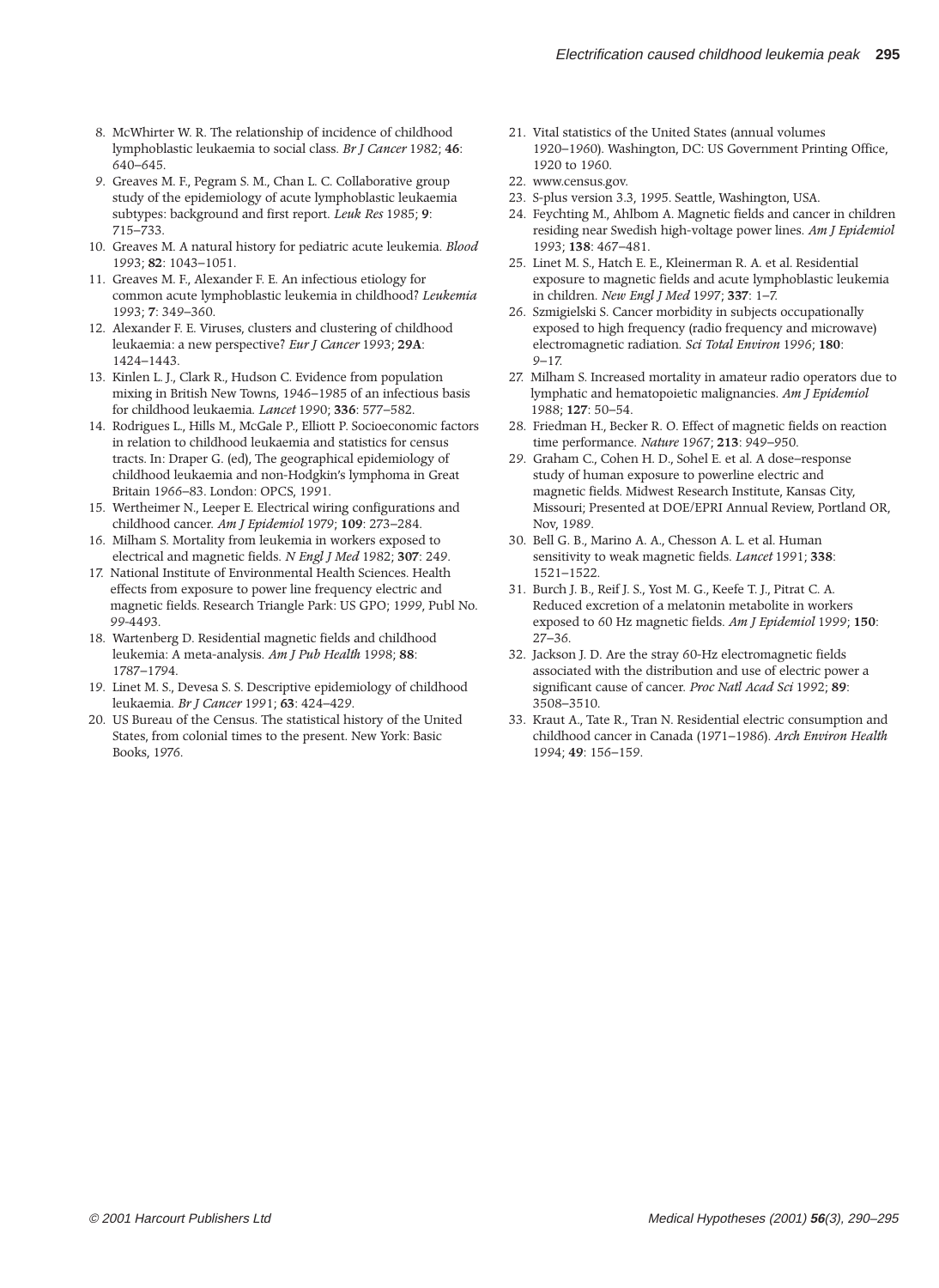8. McWhirter W. R. The relationship of incidence of childhood lymphoblastic leukaemia to social class. *Br J Cancer* 1982; **46**: 640–645.
9. Greaves M. F., Pegram S. M., Chan L. C. Collaborative group study of the epidemiology of acute lymphoblastic leukaemia subtypes: background and first report. *Leuk Res* 1985; **9**: 715–733.
10. Greaves M. A natural history for pediatric acute leukemia. *Blood* 1993; **82**: 1043–1051.
11. Greaves M. F., Alexander F. E. An infectious etiology for common acute lymphoblastic leukemia in childhood? *Leukemia* 1993; **7**: 349–360.
12. Alexander F. E. Viruses, clusters and clustering of childhood leukaemia: a new perspective? *Eur J Cancer* 1993; **29A**: 1424–1443.
13. Kinlen L. J., Clark R., Hudson C. Evidence from population mixing in British New Towns, 1946–1985 of an infectious basis for childhood leukaemia. *Lancet* 1990; **336**: 577–582.
14. Rodrigues L., Hills M., McGale P., Elliott P. Socioeconomic factors in relation to childhood leukaemia and statistics for census tracts. In: Draper G. (ed), The geographical epidemiology of childhood leukaemia and non-Hodgkin's lymphoma in Great Britain 1966–83. London: OPCS, 1991.
15. Wertheimer N., Leeper E. Electrical wiring configurations and childhood cancer. *Am J Epidemiol* 1979; **109**: 273–284.
16. Milham S. Mortality from leukemia in workers exposed to electrical and magnetic fields. *N Engl J Med* 1982; **307**: 249.
17. National Institute of Environmental Health Sciences. Health effects from exposure to power line frequency electric and magnetic fields. Research Triangle Park: US GPO; 1999, Publ No. 99-4493.
18. Wartenberg D. Residential magnetic fields and childhood leukemia: A meta-analysis. *Am J Pub Health* 1998; **88**: 1787–1794.
19. Linet M. S., Devesa S. S. Descriptive epidemiology of childhood leukaemia. *Br J Cancer* 1991; **63**: 424–429.
20. US Bureau of the Census. The statistical history of the United States, from colonial times to the present. New York: Basic Books, 1976.
21. Vital statistics of the United States (annual volumes 1920–1960). Washington, DC: US Government Printing Office, 1920 to 1960.
22. www.census.gov.
23. S-plus version 3.3, 1995. Seattle, Washington, USA.
24. Feychting M., Ahlbom A. Magnetic fields and cancer in children residing near Swedish high-voltage power lines. *Am J Epidemiol* 1993; **138**: 467–481.
25. Linet M. S., Hatch E. E., Kleinerman R. A. et al. Residential exposure to magnetic fields and acute lymphoblastic leukemia in children. *New Engl J Med* 1997; **337**: 1–7.
26. Szmigielski S. Cancer morbidity in subjects occupationally exposed to high frequency (radio frequency and microwave) electromagnetic radiation. *Sci Total Environ* 1996; **180**: 9–17.
27. Milham S. Increased mortality in amateur radio operators due to lymphatic and hematopoietic malignancies. *Am J Epidemiol* 1988; **127**: 50–54.
28. Friedman H., Becker R. O. Effect of magnetic fields on reaction time performance. *Nature* 1967; **213**: 949–950.
29. Graham C., Cohen H. D., Sohel E. et al. A dose–response study of human exposure to powerline electric and magnetic fields. Midwest Research Institute, Kansas City, Missouri; Presented at DOE/EPRI Annual Review, Portland OR, Nov, 1989.
30. Bell G. B., Marino A. A., Chesson A. L. et al. Human sensitivity to weak magnetic fields. *Lancet* 1991; **338**: 1521–1522.
31. Burch J. B., Reif J. S., Yost M. G., Keefe T. J., Pitrat C. A. Reduced excretion of a melatonin metabolite in workers exposed to 60 Hz magnetic fields. *Am J Epidemiol* 1999; **150**: 27–36.
32. Jackson J. D. Are the stray 60-Hz electromagnetic fields associated with the distribution and use of electric power a significant cause of cancer. *Proc Natl Acad Sci* 1992; **89**: 3508–3510.
33. Kraut A., Tate R., Tran N. Residential electric consumption and childhood cancer in Canada (1971–1986). *Arch Environ Health* 1994; **49**: 156–159.